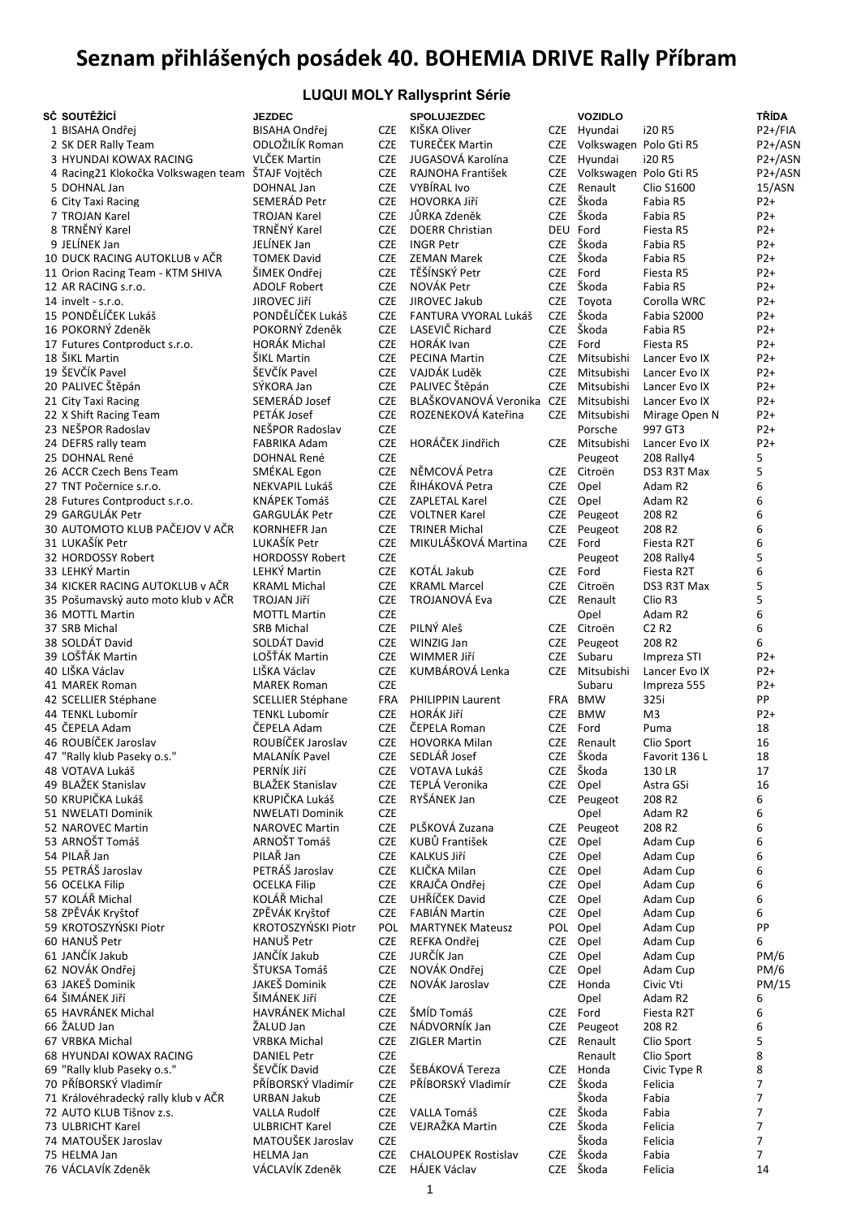# Seznam přihlášených posádek 40. BOHEMIA DRIVE Rally Příbram

## LUQUI MOLY Rallysprint Série

| SČ | SOUTĚŽÍCÍ | JEZDEC | | SPOLUJEZDEC | | VOZIDLO | | TŘÍDA |
|---|---|---|---|---|---|---|---|---|
| 1 | BISAHA Ondřej | BISAHA Ondřej | CZE | KIŠKA Oliver | CZE | Hyundai | i20 R5 | P2+/FIA |
| 2 | SK DER Rally Team | ODLOŽILÍK Roman | CZE | TUREČEK Martin | CZE | Volkswagen | Polo Gti R5 | P2+/ASN |
| 3 | HYUNDAI KOWAX RACING | VLČEK Martin | CZE | JUGASOVÁ Karolína | CZE | Hyundai | i20 R5 | P2+/ASN |
| 4 | Racing21 Klokočka Volkswagen team | ŠTAJF Vojtěch | CZE | RAJNOHA František | CZE | Volkswagen | Polo Gti R5 | P2+/ASN |
| 5 | DOHNAL Jan | DOHNAL Jan | CZE | VYBÍRAL Ivo | CZE | Renault | Clio S1600 | 15/ASN |
| 6 | City Taxi Racing | SEMERÁD Petr | CZE | HOVORKA Jiří | CZE | Škoda | Fabia R5 | P2+ |
| 7 | TROJAN Karel | TROJAN Karel | CZE | JŮRKA Zdeněk | CZE | Škoda | Fabia R5 | P2+ |
| 8 | TRNĚNÝ Karel | TRNĚNÝ Karel | CZE | DOERR Christian | DEU | Ford | Fiesta R5 | P2+ |
| 9 | JELÍNEK Jan | JELÍNEK Jan | CZE | INGR Petr | CZE | Škoda | Fabia R5 | P2+ |
| 10 | DUCK RACING AUTOKLUB v AČR | TOMEK David | CZE | ZEMAN Marek | CZE | Škoda | Fabia R5 | P2+ |
| 11 | Orion Racing Team - KTM SHIVA | ŠIMEK Ondřej | CZE | TĚŠÍNSKÝ Petr | CZE | Ford | Fiesta R5 | P2+ |
| 12 | AR RACING s.r.o. | ADOLF Robert | CZE | NOVÁK Petr | CZE | Škoda | Fabia R5 | P2+ |
| 14 | invelt - s.r.o. | JIROVEC Jiří | CZE | JIROVEC Jakub | CZE | Toyota | Corolla WRC | P2+ |
| 15 | PONDĚLÍČEK Lukáš | PONDĚLÍČEK Lukáš | CZE | FANTURA VYORAL Lukáš | CZE | Škoda | Fabia S2000 | P2+ |
| 16 | POKORNÝ Zdeněk | POKORNÝ Zdeněk | CZE | LASEVIČ Richard | CZE | Škoda | Fabia R5 | P2+ |
| 17 | Futures Contproduct s.r.o. | HORÁK Michal | CZE | HORÁK Ivan | CZE | Ford | Fiesta R5 | P2+ |
| 18 | ŠIKL Martin | ŠIKL Martin | CZE | PECINA Martin | CZE | Mitsubishi | Lancer Evo IX | P2+ |
| 19 | ŠEVČÍK Pavel | ŠEVČÍK Pavel | CZE | VAJDÁK Luděk | CZE | Mitsubishi | Lancer Evo IX | P2+ |
| 20 | PALIVEC Štěpán | SÝKORA Jan | CZE | PALIVEC Štěpán | CZE | Mitsubishi | Lancer Evo IX | P2+ |
| 21 | City Taxi Racing | SEMERÁD Josef | CZE | BLAŠKOVANOVÁ Veronika | CZE | Mitsubishi | Lancer Evo IX | P2+ |
| 22 | X Shift Racing Team | PETÁK Josef | CZE | ROZENEKOVÁ Kateřina | CZE | Mitsubishi | Mirage Open N | P2+ |
| 23 | NEŠPOR Radoslav | NEŠPOR Radoslav | CZE | | | Porsche | 997 GT3 | P2+ |
| 24 | DEFRS rally team | FABRIKA Adam | CZE | HORÁČEK Jindřich | CZE | Mitsubishi | Lancer Evo IX | P2+ |
| 25 | DOHNAL René | DOHNAL René | CZE | | | Peugeot | 208 Rally4 | 5 |
| 26 | ACCR Czech Bens Team | SMÉKAL Egon | CZE | NĚMCOVÁ Petra | CZE | Citroën | DS3 R3T Max | 5 |
| 27 | TNT Počernice s.r.o. | NEKVAPIL Lukáš | CZE | ŘIHÁKOVÁ Petra | CZE | Opel | Adam R2 | 6 |
| 28 | Futures Contproduct s.r.o. | KNÁPEK Tomáš | CZE | ZAPLETAL Karel | CZE | Opel | Adam R2 | 6 |
| 29 | GARGULÁK Petr | GARGULÁK Petr | CZE | VOLTNER Karel | CZE | Peugeot | 208 R2 | 6 |
| 30 | AUTOMOTO KLUB PAČEJOV V AČR | KORNHEFR Jan | CZE | TRINER Michal | CZE | Peugeot | 208 R2 | 6 |
| 31 | LUKAŠÍK Petr | LUKAŠÍK Petr | CZE | MIKULÁŠKOVÁ Martina | CZE | Ford | Fiesta R2T | 6 |
| 32 | HORDOSSY Robert | HORDOSSY Robert | CZE | | | Peugeot | 208 Rally4 | 5 |
| 33 | LEHKÝ Martin | LEHKÝ Martin | CZE | KOTÁL Jakub | CZE | Ford | Fiesta R2T | 6 |
| 34 | KICKER RACING AUTOKLUB v AČR | KRAML Michal | CZE | KRAML Marcel | CZE | Citroën | DS3 R3T Max | 5 |
| 35 | Pošumavský auto moto klub v AČR | TROJAN Jiří | CZE | TROJANOVÁ Eva | CZE | Renault | Clio R3 | 5 |
| 36 | MOTTL Martin | MOTTL Martin | CZE | | | Opel | Adam R2 | 6 |
| 37 | SRB Michal | SRB Michal | CZE | PILNÝ Aleš | CZE | Citroën | C2 R2 | 6 |
| 38 | SOLDÁT David | SOLDÁT David | CZE | WINZIG Jan | CZE | Peugeot | 208 R2 | 6 |
| 39 | LOŠŤÁK Martin | LOŠŤÁK Martin | CZE | WIMMER Jiří | CZE | Subaru | Impreza STI | P2+ |
| 40 | LIŠKA Václav | LIŠKA Václav | CZE | KUMBÁROVÁ Lenka | CZE | Mitsubishi | Lancer Evo IX | P2+ |
| 41 | MAREK Roman | MAREK Roman | CZE | | | Subaru | Impreza 555 | P2+ |
| 42 | SCELLIER Stéphane | SCELLIER Stéphane | FRA | PHILIPPIN Laurent | FRA | BMW | 325i | PP |
| 44 | TENKL Lubomír | TENKL Lubomír | CZE | HORÁK Jiří | CZE | BMW | M3 | P2+ |
| 45 | ČEPELA Adam | ČEPELA Adam | CZE | ČEPELA Roman | CZE | Ford | Puma | 18 |
| 46 | ROUBÍČEK Jaroslav | ROUBÍČEK Jaroslav | CZE | HOVORKA Milan | CZE | Renault | Clio Sport | 16 |
| 47 | "Rally klub Paseky o.s." | MALANÍK Pavel | CZE | SEDLÁŘ Josef | CZE | Škoda | Favorit 136 L | 18 |
| 48 | VOTAVA Lukáš | PERNÍK Jiří | CZE | VOTAVA Lukáš | CZE | Škoda | 130 LR | 17 |
| 49 | BLAŽEK Stanislav | BLAŽEK Stanislav | CZE | TEPLÁ Veronika | CZE | Opel | Astra GSi | 16 |
| 50 | KRUPIČKA Lukáš | KRUPIČKA Lukáš | CZE | RYŠÁNEK Jan | CZE | Peugeot | 208 R2 | 6 |
| 51 | NWELATI Dominik | NWELATI Dominik | CZE | | | Opel | Adam R2 | 6 |
| 52 | NAROVEC Martin | NAROVEC Martin | CZE | PLŠKOVÁ Zuzana | CZE | Peugeot | 208 R2 | 6 |
| 53 | ARNOŠT Tomáš | ARNOŠT Tomáš | CZE | KUBŮ František | CZE | Opel | Adam Cup | 6 |
| 54 | PILAŘ Jan | PILAŘ Jan | CZE | KALKUS Jiří | CZE | Opel | Adam Cup | 6 |
| 55 | PETRÁŠ Jaroslav | PETRÁŠ Jaroslav | CZE | KLIČKA Milan | CZE | Opel | Adam Cup | 6 |
| 56 | OCELKA Filip | OCELKA Filip | CZE | KRAJČA Ondřej | CZE | Opel | Adam Cup | 6 |
| 57 | KOLÁŘ Michal | KOLÁŘ Michal | CZE | UHŘÍČEK David | CZE | Opel | Adam Cup | 6 |
| 58 | ZPĚVÁK Kryštof | ZPĚVÁK Kryštof | CZE | FABIÁN Martin | CZE | Opel | Adam Cup | 6 |
| 59 | KROTOSZYŃSKI Piotr | KROTOSZYŃSKI Piotr | POL | MARTYNEK Mateusz | POL | Opel | Adam Cup | PP |
| 60 | HANUŠ Petr | HANUŠ Petr | CZE | REFKA Ondřej | CZE | Opel | Adam Cup | 6 |
| 61 | JANČÍK Jakub | JANČÍK Jakub | CZE | JURČÍK Jan | CZE | Opel | Adam Cup | PM/6 |
| 62 | NOVÁK Ondřej | ŠTUKSA Tomáš | CZE | NOVÁK Ondřej | CZE | Opel | Adam Cup | PM/6 |
| 63 | JAKEŠ Dominik | JAKEŠ Dominik | CZE | NOVÁK Jaroslav | CZE | Honda | Civic Vti | PM/15 |
| 64 | ŠIMÁNEK Jiří | ŠIMÁNEK Jiří | CZE | | | Opel | Adam R2 | 6 |
| 65 | HAVRÁNEK Michal | HAVRÁNEK Michal | CZE | ŠMÍD Tomáš | CZE | Ford | Fiesta R2T | 6 |
| 66 | ŽALUD Jan | ŽALUD Jan | CZE | NÁDVORNÍK Jan | CZE | Peugeot | 208 R2 | 6 |
| 67 | VRBKA Michal | VRBKA Michal | CZE | ZIGLER Martin | CZE | Renault | Clio Sport | 5 |
| 68 | HYUNDAI KOWAX RACING | DANIEL Petr | CZE | | | Renault | Clio Sport | 8 |
| 69 | "Rally klub Paseky o.s." | ŠEVČÍK David | CZE | ŠEBÁKOVÁ Tereza | CZE | Honda | Civic Type R | 8 |
| 70 | PŘÍBORSKÝ Vladimír | PŘÍBORSKÝ Vladimír | CZE | PŘÍBORSKÝ Vladimír | CZE | Škoda | Felicia | 7 |
| 71 | Královéhradecký rally klub v AČR | URBAN Jakub | CZE | | | Škoda | Fabia | 7 |
| 72 | AUTO KLUB Tišnov z.s. | VALLA Rudolf | CZE | VALLA Tomáš | CZE | Škoda | Fabia | 7 |
| 73 | ULBRICHT Karel | ULBRICHT Karel | CZE | VEJRAŽKA Martin | CZE | Škoda | Felicia | 7 |
| 74 | MATOUŠEK Jaroslav | MATOUŠEK Jaroslav | CZE | | | Škoda | Felicia | 7 |
| 75 | HELMA Jan | HELMA Jan | CZE | CHALOUPEK Rostislav | CZE | Škoda | Fabia | 7 |
| 76 | VÁCLAVÍK Zdeněk | VÁCLAVÍK Zdeněk | CZE | HÁJEK Václav | CZE | Škoda | Felicia | 14 |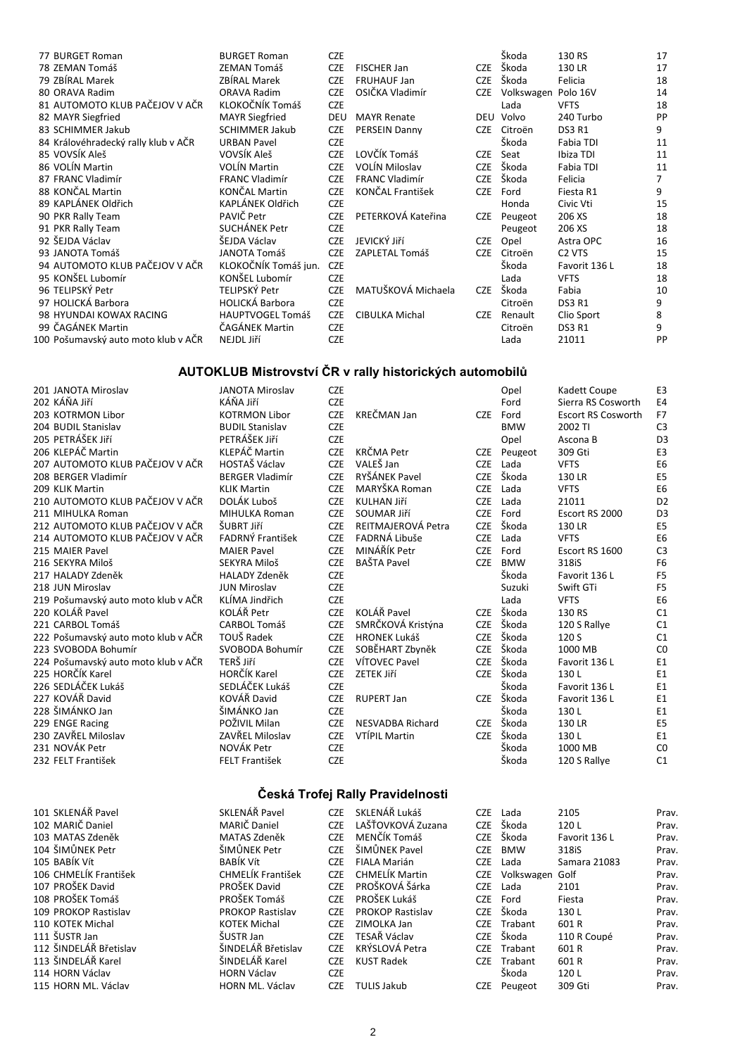| | | | | | | | | |
|---|---|---|---|---|---|---|---|---|
| 77 BURGET Roman | BURGET Roman | CZE | | | Škoda | 130 RS | 17 |
| 78 ZEMAN Tomáš | ZEMAN Tomáš | CZE | FISCHER Jan | CZE | Škoda | 130 LR | 17 |
| 79 ZBÍRAL Marek | ZBÍRAL Marek | CZE | FRUHAUF Jan | CZE | Škoda | Felicia | 18 |
| 80 ORAVA Radim | ORAVA Radim | CZE | OSIČKA Vladimír | CZE | Volkswagen | Polo 16V | 14 |
| 81 AUTOMOTO KLUB PAČEJOV V AČR | KLOKOČNÍK Tomáš | CZE | | | Lada | VFTS | 18 |
| 82 MAYR Siegfried | MAYR Siegfried | DEU | MAYR Renate | DEU | Volvo | 240 Turbo | PP |
| 83 SCHIMMER Jakub | SCHIMMER Jakub | CZE | PERSEIN Danny | CZE | Citroën | DS3 R1 | 9 |
| 84 Královéhradecký rally klub v AČR | URBAN Pavel | CZE | | | Škoda | Fabia TDI | 11 |
| 85 VOVSÍK Aleš | VOVSÍK Aleš | CZE | LOVČÍK Tomáš | CZE | Seat | Ibiza TDI | 11 |
| 86 VOLÍN Martin | VOLÍN Martin | CZE | VOLÍN Miloslav | CZE | Škoda | Fabia TDI | 11 |
| 87 FRANC Vladimír | FRANC Vladimír | CZE | FRANC Vladimír | CZE | Škoda | Felicia | 7 |
| 88 KONČAL Martin | KONČAL Martin | CZE | KONČAL František | CZE | Ford | Fiesta R1 | 9 |
| 89 KAPLÁNEK Oldřich | KAPLÁNEK Oldřich | CZE | | | Honda | Civic Vti | 15 |
| 90 PKR Rally Team | PAVIČ Petr | CZE | PETERKOVÁ Kateřina | CZE | Peugeot | 206 XS | 18 |
| 91 PKR Rally Team | SUCHÁNEK Petr | CZE | | | Peugeot | 206 XS | 18 |
| 92 ŠEJDA Václav | ŠEJDA Václav | CZE | JEVICKÝ Jiří | CZE | Opel | Astra OPC | 16 |
| 93 JANOTA Tomáš | JANOTA Tomáš | CZE | ZAPLETAL Tomáš | CZE | Citroën | C2 VTS | 15 |
| 94 AUTOMOTO KLUB PAČEJOV V AČR | KLOKOČNÍK Tomáš jun. | CZE | | | Škoda | Favorit 136 L | 18 |
| 95 KONŠEL Lubomír | KONŠEL Lubomír | CZE | | | Lada | VFTS | 18 |
| 96 TELIPSKÝ Petr | TELIPSKÝ Petr | CZE | MATUŠKOVÁ Michaela | CZE | Škoda | Fabia | 10 |
| 97 HOLICKÁ Barbora | HOLICKÁ Barbora | CZE | | | Citroën | DS3 R1 | 9 |
| 98 HYUNDAI KOWAX RACING | HAUPTVOGEL Tomáš | CZE | CIBULKA Michal | CZE | Renault | Clio Sport | 8 |
| 99 ČAGÁNEK Martin | ČAGÁNEK Martin | CZE | | | Citroën | DS3 R1 | 9 |
| 100 Pošumavský auto moto klub v AČR | NEJDL Jiří | CZE | | | Lada | 21011 | PP |

## AUTOKLUB Mistrovství ČR v rally historických automobilů

| | | | | | | | |
|---|---|---|---|---|---|---|---|
| 201 JANOTA Miroslav | JANOTA Miroslav | CZE | | | Opel | Kadett Coupe | E3 |
| 202 KÁŇA Jiří | KÁŇA Jiří | CZE | | | Ford | Sierra RS Cosworth | E4 |
| 203 KOTRMON Libor | KOTRMON Libor | CZE | KREČMAN Jan | CZE | Ford | Escort RS Cosworth | F7 |
| 204 BUDIL Stanislav | BUDIL Stanislav | CZE | | | BMW | 2002 TI | C3 |
| 205 PETRÁŠEK Jiří | PETRÁŠEK Jiří | CZE | | | Opel | Ascona B | D3 |
| 206 KLEPÁČ Martin | KLEPÁČ Martin | CZE | KRČMA Petr | CZE | Peugeot | 309 Gti | E3 |
| 207 AUTOMOTO KLUB PAČEJOV V AČR | HOSTAŠ Václav | CZE | VALEŠ Jan | CZE | Lada | VFTS | E6 |
| 208 BERGER Vladimír | BERGER Vladimír | CZE | RYŠÁNEK Pavel | CZE | Škoda | 130 LR | E5 |
| 209 KLIK Martin | KLIK Martin | CZE | MARYŠKA Roman | CZE | Lada | VFTS | E6 |
| 210 AUTOMOTO KLUB PAČEJOV V AČR | DOLÁK Luboš | CZE | KULHAN Jiří | CZE | Lada | 21011 | D2 |
| 211 MIHULKA Roman | MIHULKA Roman | CZE | SOUMAR Jiří | CZE | Ford | Escort RS 2000 | D3 |
| 212 AUTOMOTO KLUB PAČEJOV V AČR | ŠUBRT Jiří | CZE | REITMAJEROVÁ Petra | CZE | Škoda | 130 LR | E5 |
| 214 AUTOMOTO KLUB PAČEJOV V AČR | FADRNÝ František | CZE | FADRNÁ Libuše | CZE | Lada | VFTS | E6 |
| 215 MAIER Pavel | MAIER Pavel | CZE | MINÁŘÍK Petr | CZE | Ford | Escort RS 1600 | C3 |
| 216 SEKYRA Miloš | SEKYRA Miloš | CZE | BAŠTA Pavel | CZE | BMW | 318iS | F6 |
| 217 HALADY Zdeněk | HALADY Zdeněk | CZE | | | Škoda | Favorit 136 L | F5 |
| 218 JUN Miroslav | JUN Miroslav | CZE | | | Suzuki | Swift GTi | F5 |
| 219 Pošumavský auto moto klub v AČR | KLÍMA Jindřich | CZE | | | Lada | VFTS | E6 |
| 220 KOLÁŘ Pavel | KOLÁŘ Petr | CZE | KOLÁŘ Pavel | CZE | Škoda | 130 RS | C1 |
| 221 CARBOL Tomáš | CARBOL Tomáš | CZE | SMRČKOVÁ Kristýna | CZE | Škoda | 120 S Rallye | C1 |
| 222 Pošumavský auto moto klub v AČR | TOUŠ Radek | CZE | HRONEK Lukáš | CZE | Škoda | 120 S | C1 |
| 223 SVOBODA Bohumír | SVOBODA Bohumír | CZE | SOBĚHART Zbyněk | CZE | Škoda | 1000 MB | C0 |
| 224 Pošumavský auto moto klub v AČR | TERŠ Jiří | CZE | VÍTOVEC Pavel | CZE | Škoda | Favorit 136 L | E1 |
| 225 HORČÍK Karel | HORČÍK Karel | CZE | ZETEK Jiří | CZE | Škoda | 130 L | E1 |
| 226 SEDLÁČEK Lukáš | SEDLÁČEK Lukáš | CZE | | | Škoda | Favorit 136 L | E1 |
| 227 KOVÁŘ David | KOVÁŘ David | CZE | RUPERT Jan | CZE | Škoda | Favorit 136 L | E1 |
| 228 ŠIMÁNKO Jan | ŠIMÁNKO Jan | CZE | | | Škoda | 130 L | E1 |
| 229 ENGE Racing | POŽIVIL Milan | CZE | NESVADBA Richard | CZE | Škoda | 130 LR | E5 |
| 230 ZAVŘEL Miloslav | ZAVŘEL Miloslav | CZE | VTÍPIL Martin | CZE | Škoda | 130 L | E1 |
| 231 NOVÁK Petr | NOVÁK Petr | CZE | | | Škoda | 1000 MB | C0 |
| 232 FELT František | FELT František | CZE | | | Škoda | 120 S Rallye | C1 |

## Česká Trofej Rally Pravidelnosti

| | | | | | | | |
|---|---|---|---|---|---|---|---|
| 101 SKLENÁŘ Pavel | SKLENÁŘ Pavel | CZE | SKLENÁŘ Lukáš | CZE | Lada | 2105 | Prav. |
| 102 MARIČ Daniel | MARIČ Daniel | CZE | LAŠŤOVKOVÁ Zuzana | CZE | Škoda | 120 L | Prav. |
| 103 MATAS Zdeněk | MATAS Zdeněk | CZE | MENČÍK Tomáš | CZE | Škoda | Favorit 136 L | Prav. |
| 104 ŠIMŮNEK Petr | ŠIMŮNEK Petr | CZE | ŠIMŮNEK Pavel | CZE | BMW | 318iS | Prav. |
| 105 BABÍK Vít | BABÍK Vít | CZE | FIALA Marián | CZE | Lada | Samara 21083 | Prav. |
| 106 CHMELÍK František | CHMELÍK František | CZE | CHMELÍK Martin | CZE | Volkswagen | Golf | Prav. |
| 107 PROŠEK David | PROŠEK David | CZE | PROŠKOVÁ Šárka | CZE | Lada | 2101 | Prav. |
| 108 PROŠEK Tomáš | PROŠEK Tomáš | CZE | PROŠEK Lukáš | CZE | Ford | Fiesta | Prav. |
| 109 PROKOP Rastislav | PROKOP Rastislav | CZE | PROKOP Rastislav | CZE | Škoda | 130 L | Prav. |
| 110 KOTEK Michal | KOTEK Michal | CZE | ZIMOLKA Jan | CZE | Trabant | 601 R | Prav. |
| 111 ŠUSTR Jan | ŠUSTR Jan | CZE | TESAŘ Václav | CZE | Škoda | 110 R Coupé | Prav. |
| 112 ŠINDELÁŘ Břetislav | ŠINDELÁŘ Břetislav | CZE | KRÝSLOVÁ Petra | CZE | Trabant | 601 R | Prav. |
| 113 ŠINDELÁŘ Karel | ŠINDELÁŘ Karel | CZE | KUST Radek | CZE | Trabant | 601 R | Prav. |
| 114 HORN Václav | HORN Václav | CZE | | | Škoda | 120 L | Prav. |
| 115 HORN ML. Václav | HORN ML. Václav | CZE | TULIS Jakub | CZE | Peugeot | 309 Gti | Prav. |